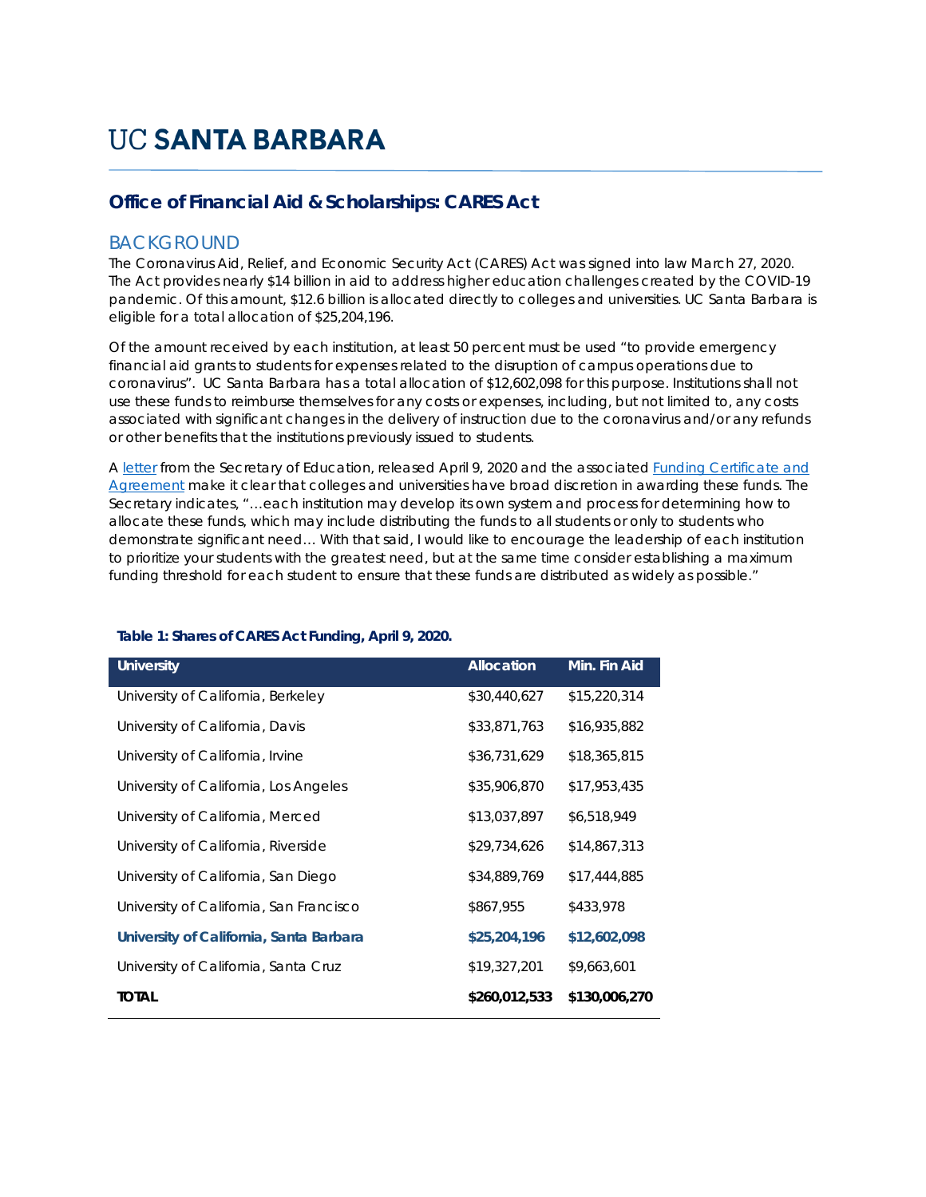# UC SANTA BARBARA

## Office of Financial Aid & Scholarships: CARES Act

### BACKGROUND

The Coronavirus Aid, Relief, and Economic Security Act (CARES) Act was signed into law March 27, 2020. The Act provides nearly $14 billion in aid to address higher education challenges created by the COVID-19 pandemic. Of this amount, $12.6 billion is allocated directly to colleges and universities. UC Santa Barbara is eligible for a total allocation of $25,204,196.

Of the amount received by each institution, at least 50 percent must be used "to provide emergency financial aid grants to students for expenses related to the disruption of campus operations due to coronavirus". UC Santa Barbara has a total allocation of $12,602,098 for this purpose. Institutions shall not use these funds to reimburse themselves for any costs or expenses, including, but not limited to, any costs associated with significant changes in the delivery of instruction due to the coronavirus and/or any refunds or other benefits that the institutions previously issued to students.

A letter from the Secretary of Education, released April 9, 2020 and the associated Funding Certificate and Agreement make it clear that colleges and universities have broad discretion in awarding these funds. The Secretary indicates, "…each institution may develop its own system and process for determining how to allocate these funds, which may include distributing the funds to all students or only to students who demonstrate significant need… With that said, I would like to encourage the leadership of each institution to prioritize your students with the greatest need, but at the same time consider establishing a maximum funding threshold for each student to ensure that these funds are distributed as widely as possible."

**Table 1: Shares of CARES Act Funding, April 9, 2020.**

| University | Allocation | Min. Fin Aid |
|---|---|---|
| University of California, Berkeley | $30,440,627 | $15,220,314 |
| University of California, Davis | $33,871,763 | $16,935,882 |
| University of California, Irvine | $36,731,629 | $18,365,815 |
| University of California, Los Angeles | $35,906,870 | $17,953,435 |
| University of California, Merced | $13,037,897 | $6,518,949 |
| University of California, Riverside | $29,734,626 | $14,867,313 |
| University of California, San Diego | $34,889,769 | $17,444,885 |
| University of California, San Francisco | $867,955 | $433,978 |
| **University of California, Santa Barbara** | **$25,204,196** | **$12,602,098** |
| University of California, Santa Cruz | $19,327,201 | $9,663,601 |
| **TOTAL** | **$260,012,533** | **$130,006,270** |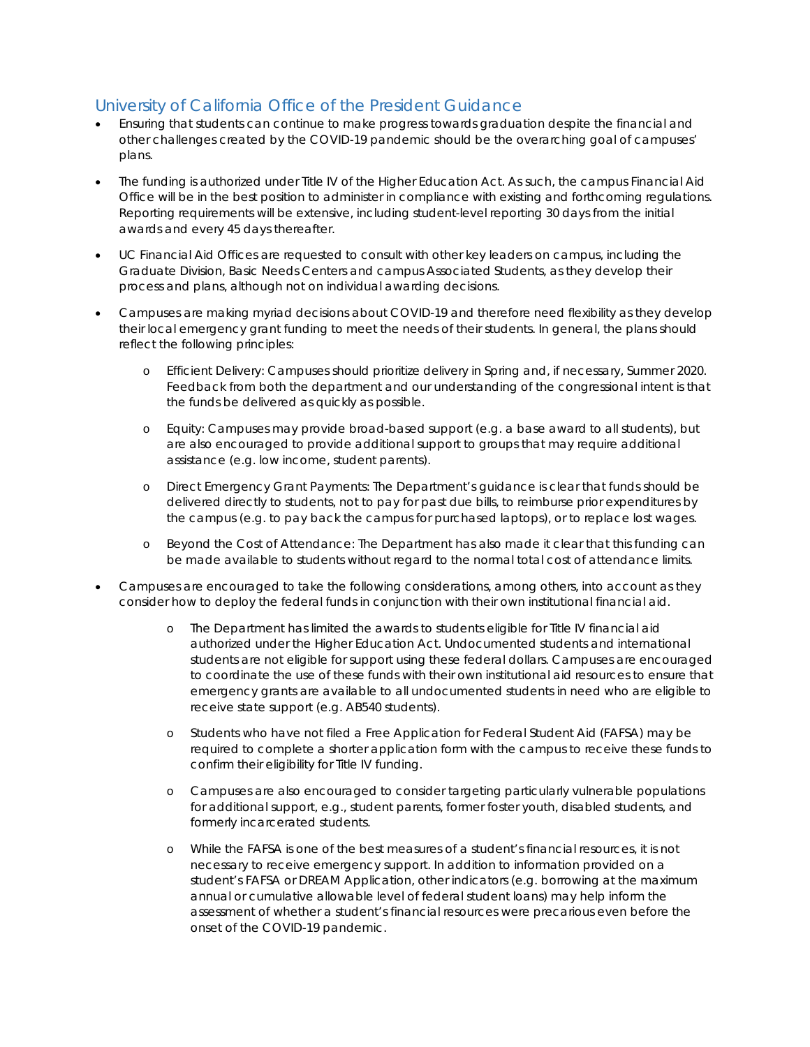## University of California Office of the President Guidance

- Ensuring that students can continue to make progress towards graduation despite the financial and other challenges created by the COVID-19 pandemic should be the overarching goal of campuses' plans.

- The funding is authorized under Title IV of the Higher Education Act. As such, the campus Financial Aid Office will be in the best position to administer in compliance with existing and forthcoming regulations. Reporting requirements will be extensive, including student-level reporting 30 days from the initial awards and every 45 days thereafter.

- UC Financial Aid Offices are requested to consult with other key leaders on campus, including the Graduate Division, Basic Needs Centers and campus Associated Students, as they develop their process and plans, although not on individual awarding decisions.

- Campuses are making myriad decisions about COVID-19 and therefore need flexibility as they develop their local emergency grant funding to meet the needs of their students. In general, the plans should reflect the following principles:

  - *Efficient Delivery*: Campuses should prioritize delivery in Spring and, if necessary, Summer 2020. Feedback from both the department and our understanding of the congressional intent is that the funds be delivered as quickly as possible.

  - *Equity*: Campuses may provide broad-based support (e.g. a base award to all students), but are also encouraged to provide additional support to groups that may require additional assistance (e.g. low income, student parents).

  - *Direct Emergency Grant Payments*: The Department's guidance is clear that funds should be delivered directly to students, not to pay for past due bills, to reimburse prior expenditures by the campus (e.g. to pay back the campus for purchased laptops), or to replace lost wages.

  - *Beyond the Cost of Attendance*: The Department has also made it clear that this funding can be made available to students without regard to the normal total cost of attendance limits.

- Campuses are encouraged to take the following considerations, among others, into account as they consider how to deploy the federal funds in conjunction with their own institutional financial aid.

  - The Department has limited the awards to students eligible for Title IV financial aid authorized under the Higher Education Act. Undocumented students and international students are not eligible for support using these federal dollars. Campuses are encouraged to coordinate the use of these funds with their own institutional aid resources to ensure that emergency grants are available to all undocumented students in need who are eligible to receive state support (e.g. AB540 students).

  - Students who have not filed a Free Application for Federal Student Aid (FAFSA) may be required to complete a shorter application form with the campus to receive these funds to confirm their eligibility for Title IV funding.

  - Campuses are also encouraged to consider targeting particularly vulnerable populations for additional support, e.g., student parents, former foster youth, disabled students, and formerly incarcerated students.

  - While the FAFSA is one of the best measures of a student's financial resources, it is not necessary to receive emergency support. In addition to information provided on a student's FAFSA or DREAM Application, other indicators (e.g. borrowing at the maximum annual or cumulative allowable level of federal student loans) may help inform the assessment of whether a student's financial resources were precarious even before the onset of the COVID-19 pandemic.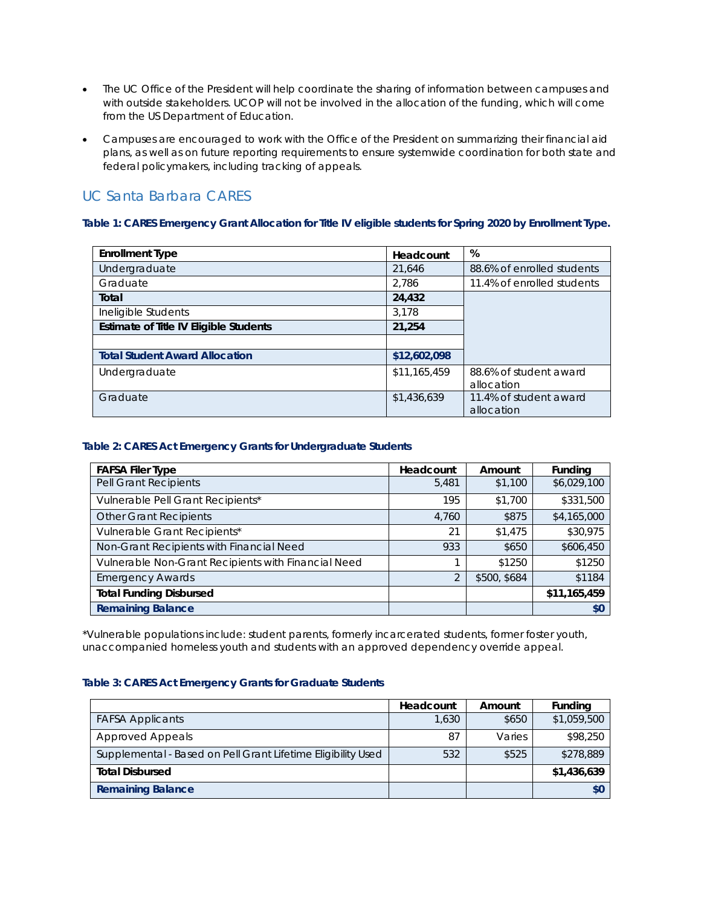- The UC Office of the President will help coordinate the sharing of information between campuses and with outside stakeholders. UCOP will not be involved in the allocation of the funding, which will come from the US Department of Education.
- Campuses are encouraged to work with the Office of the President on summarizing their financial aid plans, as well as on future reporting requirements to ensure systemwide coordination for both state and federal policymakers, including tracking of appeals.

## UC Santa Barbara CARES

**Table 1: CARES Emergency Grant Allocation for Title IV eligible students for Spring 2020 by Enrollment Type.**

| Enrollment Type | Headcount | % |
|---|---|---|
| Undergraduate | 21,646 | 88.6% of enrolled students |
| Graduate | 2,786 | 11.4% of enrolled students |
| **Total** | **24,432** | |
| Ineligible Students | 3,178 | |
| **Estimate of Title IV Eligible Students** | **21,254** | |
| | | |
| **Total Student Award Allocation** | **$12,602,098** | |
| Undergraduate | $11,165,459 | 88.6% of student award allocation |
| Graduate | $1,436,639 | 11.4% of student award allocation |

**Table 2: CARES Act Emergency Grants for Undergraduate Students**

| FAFSA Filer Type | Headcount | Amount | Funding |
|---|---|---|---|
| Pell Grant Recipients | 5,481 | $1,100 | $6,029,100 |
| Vulnerable Pell Grant Recipients* | 195 | $1,700 | $331,500 |
| Other Grant Recipients | 4,760 | $875 | $4,165,000 |
| Vulnerable Grant Recipients* | 21 | $1,475 | $30,975 |
| Non-Grant Recipients with Financial Need | 933 | $650 | $606,450 |
| Vulnerable Non-Grant Recipients with Financial Need | 1 | $1250 | $1250 |
| Emergency Awards | 2 | $500, $684 | $1184 |
| **Total Funding Disbursed** | | | **$11,165,459** |
| **Remaining Balance** | | | **$0** |

*Vulnerable populations include: student parents, formerly incarcerated students, former foster youth, unaccompanied homeless youth and students with an approved dependency override appeal.

**Table 3: CARES Act Emergency Grants for Graduate Students**

| | Headcount | Amount | Funding |
|---|---|---|---|
| FAFSA Applicants | 1,630 | $650 | $1,059,500 |
| Approved Appeals | 87 | Varies | $98,250 |
| Supplemental - Based on Pell Grant Lifetime Eligibility Used | 532 | $525 | $278,889 |
| **Total Disbursed** | | | **$1,436,639** |
| **Remaining Balance** | | | **$0** |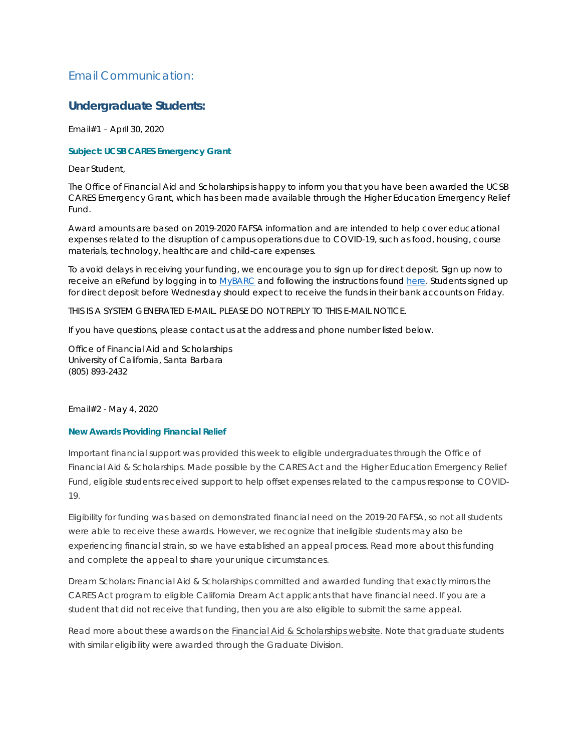## Email Communication:

### Undergraduate Students:

Email#1 – April 30, 2020

**Subject: UCSB CARES Emergency Grant**

Dear Student,

The Office of Financial Aid and Scholarships is happy to inform you that you have been awarded the UCSB CARES Emergency Grant, which has been made available through the Higher Education Emergency Relief Fund.

Award amounts are based on 2019-2020 FAFSA information and are intended to help cover educational expenses related to the disruption of campus operations due to COVID-19, such as food, housing, course materials, technology, healthcare and child-care expenses.

To avoid delays in receiving your funding, we encourage you to sign up for direct deposit. Sign up now to receive an eRefund by logging in to MyBARC and following the instructions found here. Students signed up for direct deposit before Wednesday should expect to receive the funds in their bank accounts on Friday.

THIS IS A SYSTEM GENERATED E-MAIL. PLEASE DO NOT REPLY TO THIS E-MAIL NOTICE.

If you have questions, please contact us at the address and phone number listed below.

Office of Financial Aid and Scholarships
University of California, Santa Barbara
(805) 893-2432

Email#2 - May 4, 2020

**New Awards Providing Financial Relief**

Important financial support was provided this week to eligible undergraduates through the Office of Financial Aid & Scholarships. Made possible by the CARES Act and the Higher Education Emergency Relief Fund, eligible students received support to help offset expenses related to the campus response to COVID-19.

Eligibility for funding was based on demonstrated financial need on the 2019-20 FAFSA, so not all students were able to receive these awards. However, we recognize that ineligible students may also be experiencing financial strain, so we have established an appeal process. Read more about this funding and complete the appeal to share your unique circumstances.

Dream Scholars: Financial Aid & Scholarships committed and awarded funding that exactly mirrors the CARES Act program to eligible California Dream Act applicants that have financial need. If you are a student that did not receive that funding, then you are also eligible to submit the same appeal.

Read more about these awards on the Financial Aid & Scholarships website. Note that graduate students with similar eligibility were awarded through the Graduate Division.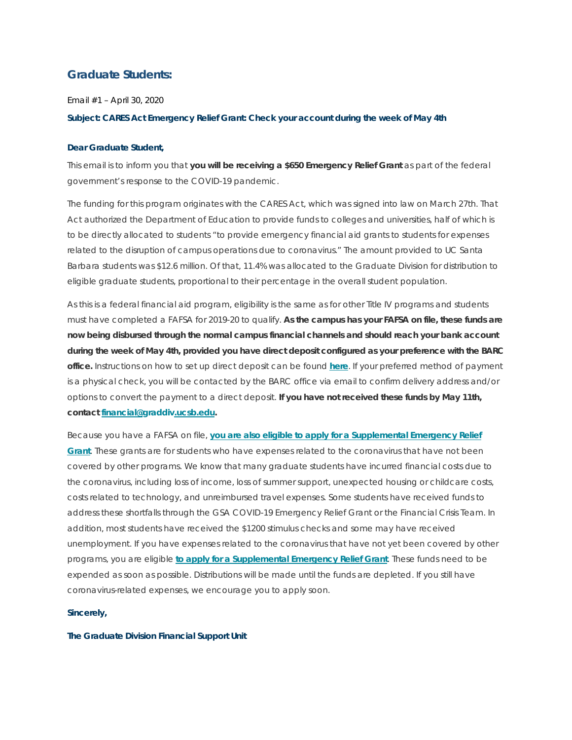## Graduate Students:

Email #1 – April 30, 2020

**Subject: CARES Act Emergency Relief Grant: Check your account during the week of May 4th**

**Dear Graduate Student,**

This email is to inform you that **you will be receiving a $650 Emergency Relief Grant** as part of the federal government's response to the COVID-19 pandemic.

The funding for this program originates with the CARES Act, which was signed into law on March 27th. That Act authorized the Department of Education to provide funds to colleges and universities, half of which is to be directly allocated to students "to provide emergency financial aid grants to students for expenses related to the disruption of campus operations due to coronavirus." The amount provided to UC Santa Barbara students was $12.6 million. Of that, 11.4% was allocated to the Graduate Division for distribution to eligible graduate students, proportional to their percentage in the overall student population.

As this is a federal financial aid program, eligibility is the same as for other Title IV programs and students must have completed a FAFSA for 2019-20 to qualify. **As the campus has your FAFSA on file, these funds are now being disbursed through the normal campus financial channels and should reach your bank account during the week of May 4th, provided you have direct deposit configured as your preference with the BARC office.** Instructions on how to set up direct deposit can be found **here**. If your preferred method of payment is a physical check, you will be contacted by the BARC office via email to confirm delivery address and/or options to convert the payment to a direct deposit. **If you have not received these funds by May 11th, contact financial@graddiv.ucsb.edu.**

Because you have a FAFSA on file, **you are also eligible to apply for a Supplemental Emergency Relief Grant**. These grants are for students who have expenses related to the coronavirus that have not been covered by other programs. We know that many graduate students have incurred financial costs due to the coronavirus, including loss of income, loss of summer support, unexpected housing or childcare costs, costs related to technology, and unreimbursed travel expenses. Some students have received funds to address these shortfalls through the GSA COVID-19 Emergency Relief Grant or the Financial Crisis Team. In addition, most students have received the $1200 stimulus checks and some may have received unemployment. If you have expenses related to the coronavirus that have not yet been covered by other programs, you are eligible **to apply for a Supplemental Emergency Relief Grant**. These funds need to be expended as soon as possible. Distributions will be made until the funds are depleted. If you still have coronavirus-related expenses, we encourage you to apply soon.

**Sincerely,**

**The Graduate Division Financial Support Unit**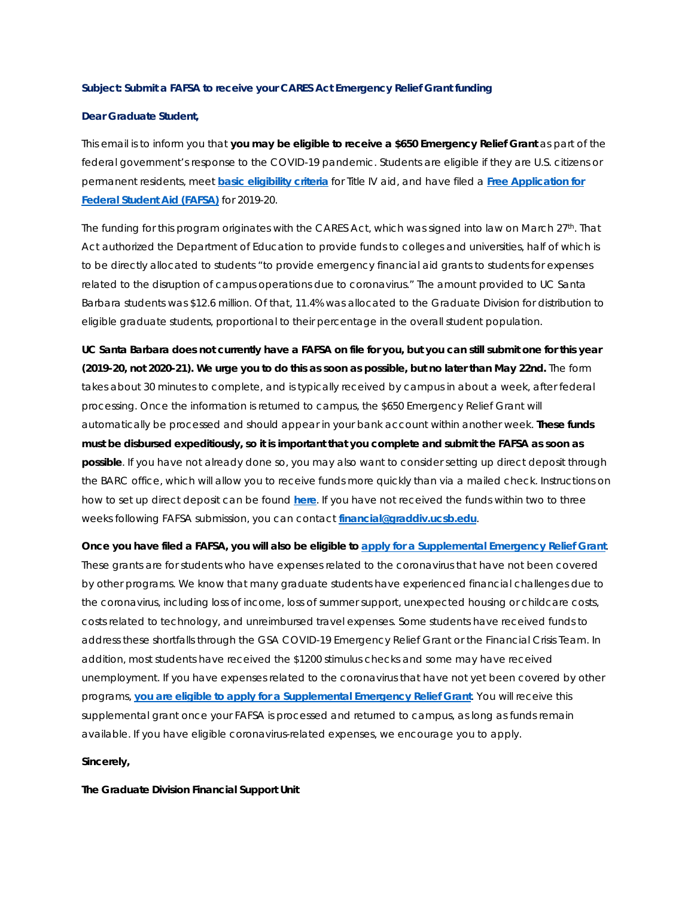**Subject: Submit a FAFSA to receive your CARES Act Emergency Relief Grant funding**

**Dear Graduate Student,**

This email is to inform you that **you may be eligible to receive a $650 Emergency Relief Grant** as part of the federal government's response to the COVID-19 pandemic. Students are eligible if they are U.S. citizens or permanent residents, meet **basic eligibility criteria** for Title IV aid, and have filed a **Free Application for Federal Student Aid (FAFSA)** for 2019-20.

The funding for this program originates with the CARES Act, which was signed into law on March 27th. That Act authorized the Department of Education to provide funds to colleges and universities, half of which is to be directly allocated to students "to provide emergency financial aid grants to students for expenses related to the disruption of campus operations due to coronavirus." The amount provided to UC Santa Barbara students was $12.6 million. Of that, 11.4% was allocated to the Graduate Division for distribution to eligible graduate students, proportional to their percentage in the overall student population.

**UC Santa Barbara does not currently have a FAFSA on file for you, but you can still submit one for this year (2019-20, not 2020-21). We urge you to do this as soon as possible, but no later than May 22nd.** The form takes about 30 minutes to complete, and is typically received by campus in about a week, after federal processing. Once the information is returned to campus, the $650 Emergency Relief Grant will automatically be processed and should appear in your bank account within another week. **These funds must be disbursed expeditiously, so it is important that you complete and submit the FAFSA as soon as possible**. If you have not already done so, you may also want to consider setting up direct deposit through the BARC office, which will allow you to receive funds more quickly than via a mailed check. Instructions on how to set up direct deposit can be found **here**. If you have not received the funds within two to three weeks following FAFSA submission, you can contact **financial@graddiv.ucsb.edu**.

**Once you have filed a FAFSA, you will also be eligible to apply for a Supplemental Emergency Relief Grant**. These grants are for students who have expenses related to the coronavirus that have not been covered by other programs. We know that many graduate students have experienced financial challenges due to the coronavirus, including loss of income, loss of summer support, unexpected housing or childcare costs, costs related to technology, and unreimbursed travel expenses. Some students have received funds to address these shortfalls through the GSA COVID-19 Emergency Relief Grant or the Financial Crisis Team. In addition, most students have received the $1200 stimulus checks and some may have received unemployment. If you have expenses related to the coronavirus that have not yet been covered by other programs, **you are eligible to apply for a Supplemental Emergency Relief Grant**. You will receive this supplemental grant once your FAFSA is processed and returned to campus, as long as funds remain available. If you have eligible coronavirus-related expenses, we encourage you to apply.

**Sincerely,**

**The Graduate Division Financial Support Unit**